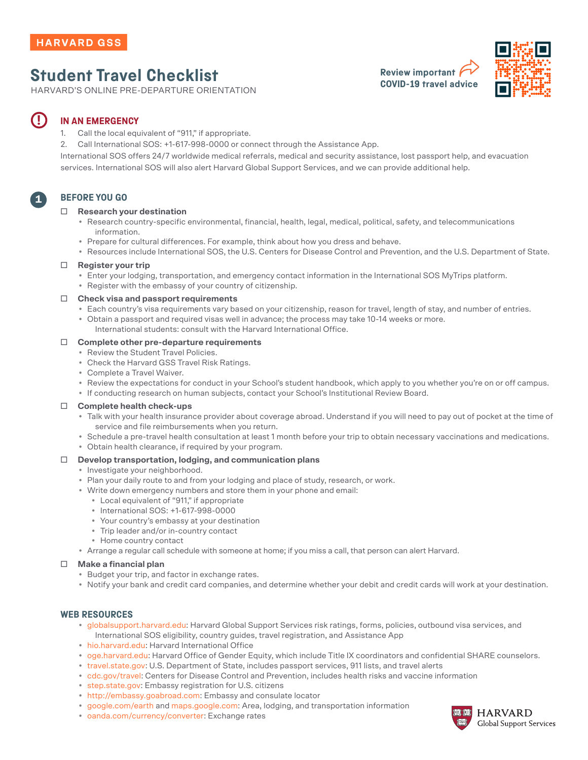HARVARD GSS

# Student Travel Checklist

HARVARD'S ONLINE PRE-DEPARTURE ORIENTATION

**Review important COVID-19 travel advice**

## IN AN EMERGENCY

1. Call the local equivalent of "911," if appropriate.
2. Call International SOS: +1-617-998-0000 or connect through the Assistance App.

International SOS offers 24/7 worldwide medical referrals, medical and security assistance, lost passport help, and evacuation services. International SOS will also alert Harvard Global Support Services, and we can provide additional help.

## 1 BEFORE YOU GO

☐ **Research your destination**

- Research country-specific environmental, financial, health, legal, medical, political, safety, and telecommunications information.
- Prepare for cultural differences. For example, think about how you dress and behave.
- Resources include International SOS, the U.S. Centers for Disease Control and Prevention, and the U.S. Department of State.

☐ **Register your trip**

- Enter your lodging, transportation, and emergency contact information in the International SOS MyTrips platform.
- Register with the embassy of your country of citizenship.

☐ **Check visa and passport requirements**

- Each country's visa requirements vary based on your citizenship, reason for travel, length of stay, and number of entries.
- Obtain a passport and required visas well in advance; the process may take 10-14 weeks or more. International students: consult with the Harvard International Office.

☐ **Complete other pre-departure requirements**

- Review the Student Travel Policies.
- Check the Harvard GSS Travel Risk Ratings.
- Complete a Travel Waiver.
- Review the expectations for conduct in your School's student handbook, which apply to you whether you're on or off campus.
- If conducting research on human subjects, contact your School's Institutional Review Board.

☐ **Complete health check-ups**

- Talk with your health insurance provider about coverage abroad. Understand if you will need to pay out of pocket at the time of service and file reimbursements when you return.
- Schedule a pre-travel health consultation at least 1 month before your trip to obtain necessary vaccinations and medications.
- Obtain health clearance, if required by your program.

☐ **Develop transportation, lodging, and communication plans**

- Investigate your neighborhood.
- Plan your daily route to and from your lodging and place of study, research, or work.
- Write down emergency numbers and store them in your phone and email:
  - Local equivalent of "911," if appropriate
  - International SOS: +1-617-998-0000
  - Your country's embassy at your destination
  - Trip leader and/or in-country contact
  - Home country contact
- Arrange a regular call schedule with someone at home; if you miss a call, that person can alert Harvard.

☐ **Make a financial plan**

- Budget your trip, and factor in exchange rates.
- Notify your bank and credit card companies, and determine whether your debit and credit cards will work at your destination.

## WEB RESOURCES

- globalsupport.harvard.edu: Harvard Global Support Services risk ratings, forms, policies, outbound visa services, and International SOS eligibility, country guides, travel registration, and Assistance App
- hio.harvard.edu: Harvard International Office
- oge.harvard.edu: Harvard Office of Gender Equity, which include Title IX coordinators and confidential SHARE counselors.
- travel.state.gov: U.S. Department of State, includes passport services, 911 lists, and travel alerts
- cdc.gov/travel: Centers for Disease Control and Prevention, includes health risks and vaccine information
- step.state.gov: Embassy registration for U.S. citizens
- http://embassy.goabroad.com: Embassy and consulate locator
- google.com/earth and maps.google.com: Area, lodging, and transportation information
- oanda.com/currency/converter: Exchange rates

HARVARD Global Support Services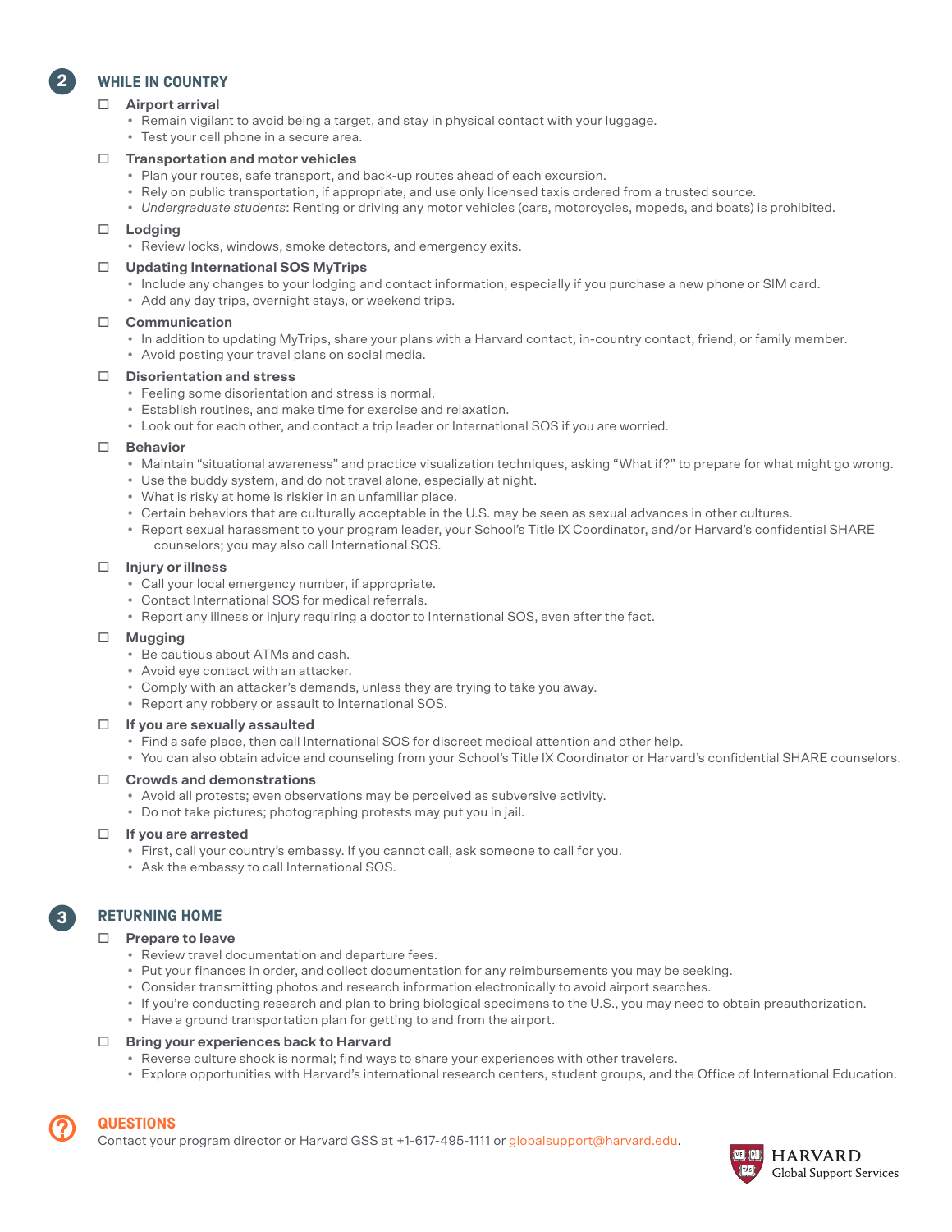## 2 WHILE IN COUNTRY

- ☐ **Airport arrival**
  - Remain vigilant to avoid being a target, and stay in physical contact with your luggage.
  - Test your cell phone in a secure area.
- ☐ **Transportation and motor vehicles**
  - Plan your routes, safe transport, and back-up routes ahead of each excursion.
  - Rely on public transportation, if appropriate, and use only licensed taxis ordered from a trusted source.
  - *Undergraduate students*: Renting or driving any motor vehicles (cars, motorcycles, mopeds, and boats) is prohibited.
- ☐ **Lodging**
  - Review locks, windows, smoke detectors, and emergency exits.
- ☐ **Updating International SOS MyTrips**
  - Include any changes to your lodging and contact information, especially if you purchase a new phone or SIM card.
  - Add any day trips, overnight stays, or weekend trips.
- ☐ **Communication**
  - In addition to updating MyTrips, share your plans with a Harvard contact, in-country contact, friend, or family member.
  - Avoid posting your travel plans on social media.
- ☐ **Disorientation and stress**
  - Feeling some disorientation and stress is normal.
  - Establish routines, and make time for exercise and relaxation.
  - Look out for each other, and contact a trip leader or International SOS if you are worried.
- ☐ **Behavior**
  - Maintain "situational awareness" and practice visualization techniques, asking "What if?" to prepare for what might go wrong.
  - Use the buddy system, and do not travel alone, especially at night.
  - What is risky at home is riskier in an unfamiliar place.
  - Certain behaviors that are culturally acceptable in the U.S. may be seen as sexual advances in other cultures.
  - Report sexual harassment to your program leader, your School's Title IX Coordinator, and/or Harvard's confidential SHARE counselors; you may also call International SOS.
- ☐ **Injury or illness**
  - Call your local emergency number, if appropriate.
  - Contact International SOS for medical referrals.
  - Report any illness or injury requiring a doctor to International SOS, even after the fact.
- ☐ **Mugging**
  - Be cautious about ATMs and cash.
  - Avoid eye contact with an attacker.
  - Comply with an attacker's demands, unless they are trying to take you away.
  - Report any robbery or assault to International SOS.
- ☐ **If you are sexually assaulted**
  - Find a safe place, then call International SOS for discreet medical attention and other help.
  - You can also obtain advice and counseling from your School's Title IX Coordinator or Harvard's confidential SHARE counselors.
- ☐ **Crowds and demonstrations**
  - Avoid all protests; even observations may be perceived as subversive activity.
  - Do not take pictures; photographing protests may put you in jail.
- ☐ **If you are arrested**
  - First, call your country's embassy. If you cannot call, ask someone to call for you.
  - Ask the embassy to call International SOS.

## 3 RETURNING HOME

- ☐ **Prepare to leave**
  - Review travel documentation and departure fees.
  - Put your finances in order, and collect documentation for any reimbursements you may be seeking.
  - Consider transmitting photos and research information electronically to avoid airport searches.
  - If you're conducting research and plan to bring biological specimens to the U.S., you may need to obtain preauthorization.
  - Have a ground transportation plan for getting to and from the airport.
- ☐ **Bring your experiences back to Harvard**
  - Reverse culture shock is normal; find ways to share your experiences with other travelers.
  - Explore opportunities with Harvard's international research centers, student groups, and the Office of International Education.

## QUESTIONS

Contact your program director or Harvard GSS at +1-617-495-1111 or globalsupport@harvard.edu.

HARVARD Global Support Services